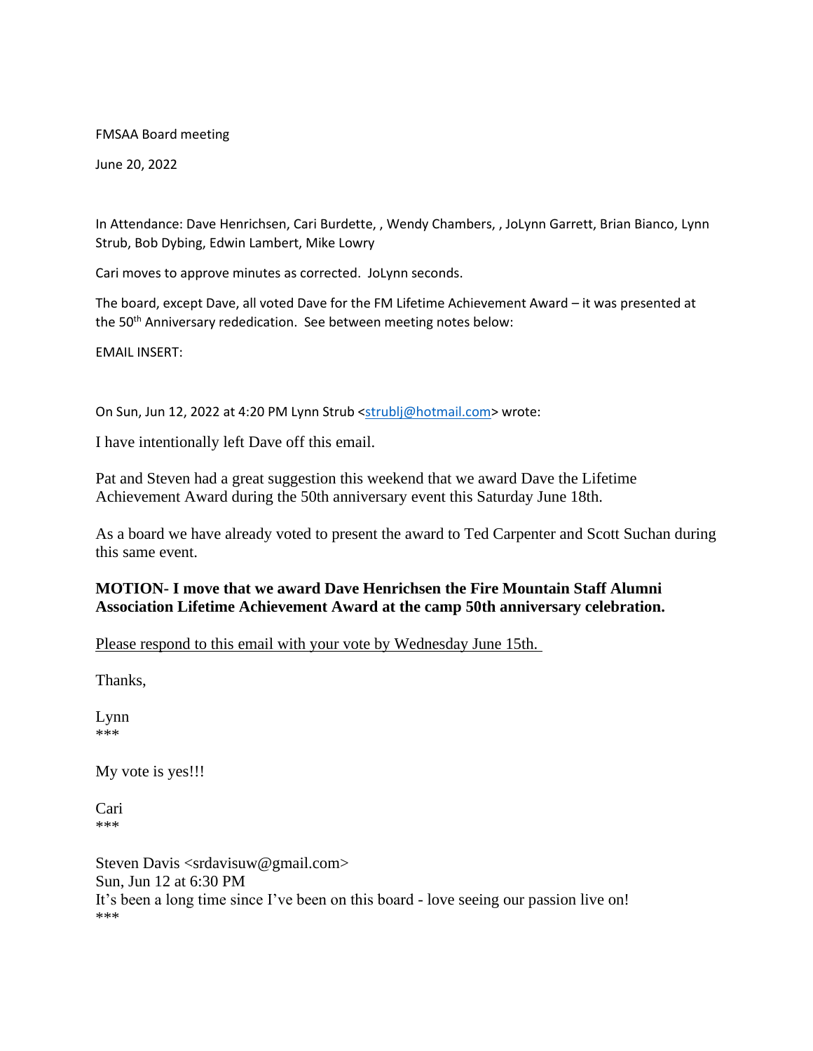FMSAA Board meeting

June 20, 2022

In Attendance: Dave Henrichsen, Cari Burdette, , Wendy Chambers, , JoLynn Garrett, Brian Bianco, Lynn Strub, Bob Dybing, Edwin Lambert, Mike Lowry

Cari moves to approve minutes as corrected. JoLynn seconds.

The board, except Dave, all voted Dave for the FM Lifetime Achievement Award – it was presented at the 50th Anniversary rededication. See between meeting notes below:

EMAIL INSERT:

On Sun, Jun 12, 2022 at 4:20 PM Lynn Strub <strublj@hotmail.com> wrote:

I have intentionally left Dave off this email.

Pat and Steven had a great suggestion this weekend that we award Dave the Lifetime Achievement Award during the 50th anniversary event this Saturday June 18th.

As a board we have already voted to present the award to Ted Carpenter and Scott Suchan during this same event.

**MOTION- I move that we award Dave Henrichsen the Fire Mountain Staff Alumni Association Lifetime Achievement Award at the camp 50th anniversary celebration.**

Please respond to this email with your vote by Wednesday June 15th.

Thanks,

Lynn
***

My vote is yes!!!

Cari
***

Steven Davis <srdavisuw@gmail.com>
Sun, Jun 12 at 6:30 PM
It's been a long time since I've been on this board - love seeing our passion live on!
***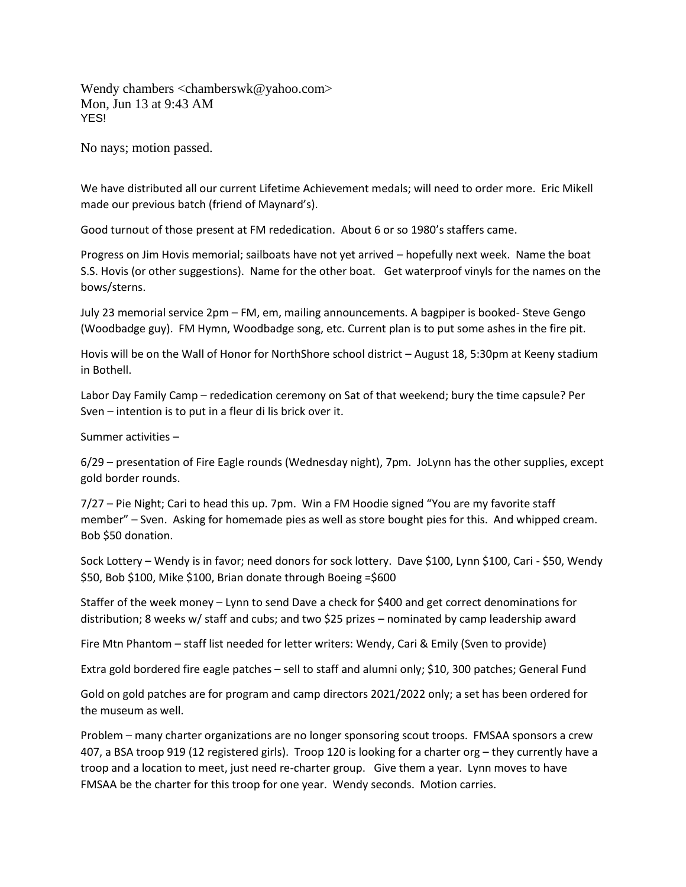Wendy chambers <chamberswk@yahoo.com>
Mon, Jun 13 at 9:43 AM
YES!

No nays; motion passed.

We have distributed all our current Lifetime Achievement medals; will need to order more. Eric Mikell made our previous batch (friend of Maynard's).

Good turnout of those present at FM rededication. About 6 or so 1980's staffers came.

Progress on Jim Hovis memorial; sailboats have not yet arrived – hopefully next week. Name the boat S.S. Hovis (or other suggestions). Name for the other boat. Get waterproof vinyls for the names on the bows/sterns.

July 23 memorial service 2pm – FM, em, mailing announcements. A bagpiper is booked- Steve Gengo (Woodbadge guy). FM Hymn, Woodbadge song, etc. Current plan is to put some ashes in the fire pit.

Hovis will be on the Wall of Honor for NorthShore school district – August 18, 5:30pm at Keeny stadium in Bothell.

Labor Day Family Camp – rededication ceremony on Sat of that weekend; bury the time capsule? Per Sven – intention is to put in a fleur di lis brick over it.

Summer activities –

6/29 – presentation of Fire Eagle rounds (Wednesday night), 7pm. JoLynn has the other supplies, except gold border rounds.

7/27 – Pie Night; Cari to head this up. 7pm. Win a FM Hoodie signed "You are my favorite staff member" – Sven. Asking for homemade pies as well as store bought pies for this. And whipped cream. Bob $50 donation.

Sock Lottery – Wendy is in favor; need donors for sock lottery. Dave $100, Lynn $100, Cari - $50, Wendy $50, Bob $100, Mike $100, Brian donate through Boeing =$600

Staffer of the week money – Lynn to send Dave a check for $400 and get correct denominations for distribution; 8 weeks w/ staff and cubs; and two $25 prizes – nominated by camp leadership award

Fire Mtn Phantom – staff list needed for letter writers: Wendy, Cari & Emily (Sven to provide)

Extra gold bordered fire eagle patches – sell to staff and alumni only; $10, 300 patches; General Fund

Gold on gold patches are for program and camp directors 2021/2022 only; a set has been ordered for the museum as well.

Problem – many charter organizations are no longer sponsoring scout troops. FMSAA sponsors a crew 407, a BSA troop 919 (12 registered girls). Troop 120 is looking for a charter org – they currently have a troop and a location to meet, just need re-charter group. Give them a year. Lynn moves to have FMSAA be the charter for this troop for one year. Wendy seconds. Motion carries.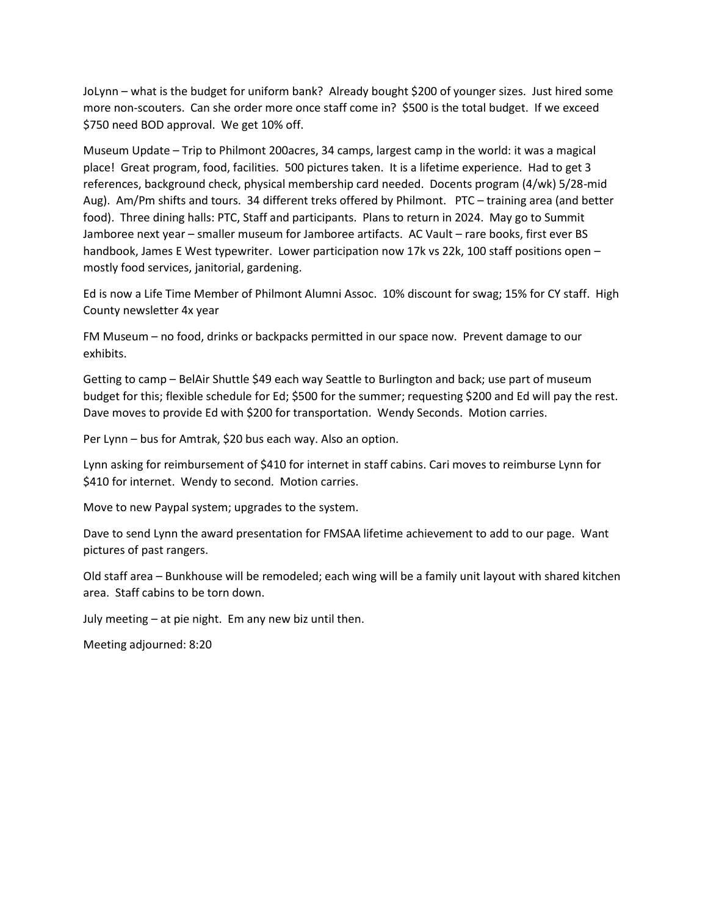JoLynn – what is the budget for uniform bank? Already bought $200 of younger sizes. Just hired some more non-scouters. Can she order more once staff come in? $500 is the total budget. If we exceed $750 need BOD approval. We get 10% off.

Museum Update – Trip to Philmont 200acres, 34 camps, largest camp in the world: it was a magical place! Great program, food, facilities. 500 pictures taken. It is a lifetime experience. Had to get 3 references, background check, physical membership card needed. Docents program (4/wk) 5/28-mid Aug). Am/Pm shifts and tours. 34 different treks offered by Philmont. PTC – training area (and better food). Three dining halls: PTC, Staff and participants. Plans to return in 2024. May go to Summit Jamboree next year – smaller museum for Jamboree artifacts. AC Vault – rare books, first ever BS handbook, James E West typewriter. Lower participation now 17k vs 22k, 100 staff positions open – mostly food services, janitorial, gardening.

Ed is now a Life Time Member of Philmont Alumni Assoc. 10% discount for swag; 15% for CY staff. High County newsletter 4x year

FM Museum – no food, drinks or backpacks permitted in our space now. Prevent damage to our exhibits.

Getting to camp – BelAir Shuttle $49 each way Seattle to Burlington and back; use part of museum budget for this; flexible schedule for Ed; $500 for the summer; requesting $200 and Ed will pay the rest. Dave moves to provide Ed with $200 for transportation. Wendy Seconds. Motion carries.

Per Lynn – bus for Amtrak, $20 bus each way. Also an option.

Lynn asking for reimbursement of $410 for internet in staff cabins. Cari moves to reimburse Lynn for $410 for internet. Wendy to second. Motion carries.

Move to new Paypal system; upgrades to the system.

Dave to send Lynn the award presentation for FMSAA lifetime achievement to add to our page. Want pictures of past rangers.

Old staff area – Bunkhouse will be remodeled; each wing will be a family unit layout with shared kitchen area. Staff cabins to be torn down.

July meeting – at pie night. Em any new biz until then.

Meeting adjourned: 8:20